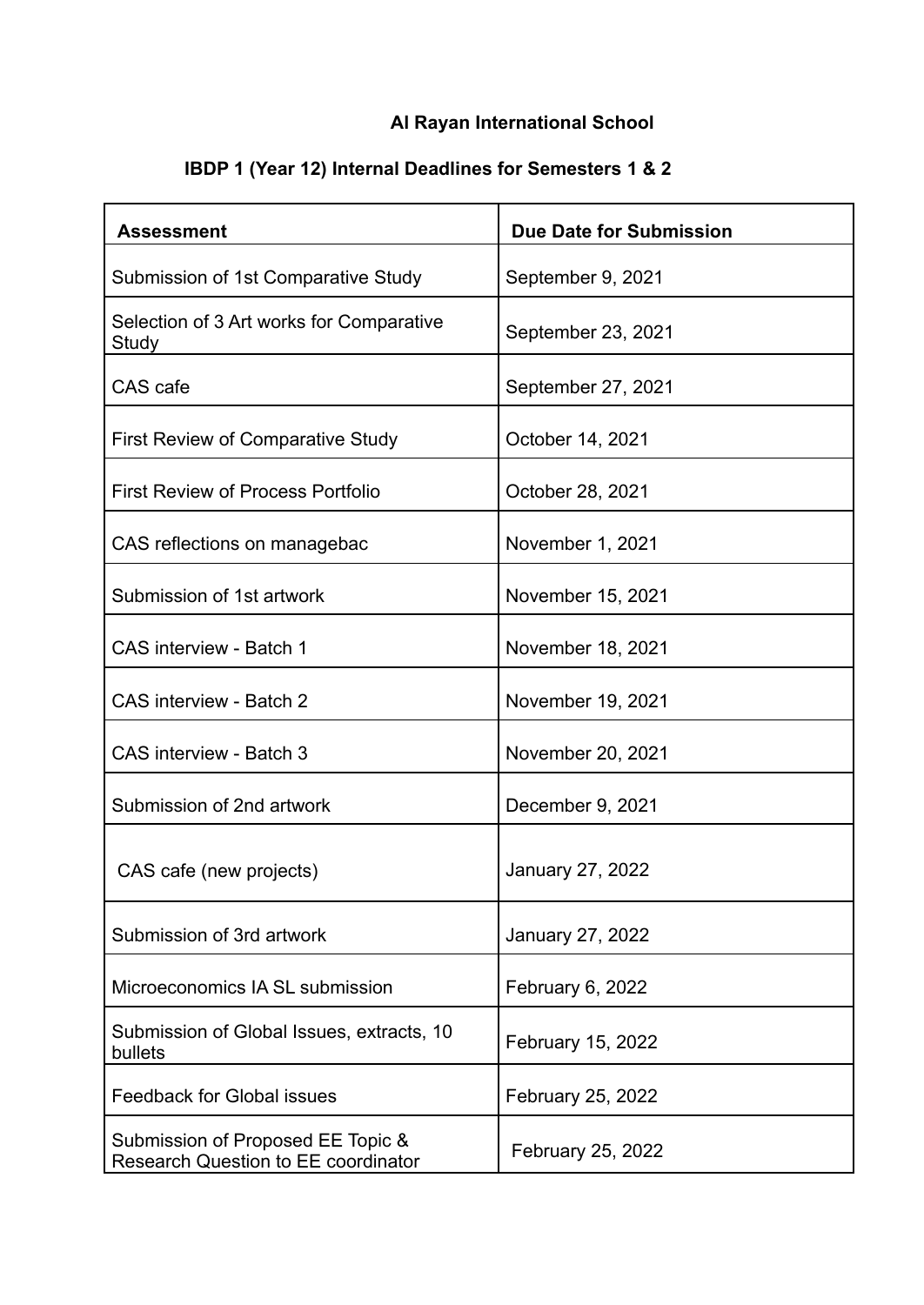# Al Rayan International School

## IBDP 1 (Year 12) Internal Deadlines for Semesters 1 & 2

| Assessment | Due Date for Submission |
| --- | --- |
| Submission of 1st Comparative Study | September 9, 2021 |
| Selection of 3 Art works for Comparative Study | September 23, 2021 |
| CAS cafe | September 27, 2021 |
| First Review of Comparative Study | October 14, 2021 |
| First Review of Process Portfolio | October 28, 2021 |
| CAS reflections on managebac | November 1, 2021 |
| Submission of 1st artwork | November 15, 2021 |
| CAS interview - Batch 1 | November 18, 2021 |
| CAS interview - Batch 2 | November 19, 2021 |
| CAS interview - Batch 3 | November 20, 2021 |
| Submission of 2nd artwork | December 9, 2021 |
| CAS cafe (new projects) | January 27, 2022 |
| Submission of 3rd artwork | January 27, 2022 |
| Microeconomics IA SL submission | February 6, 2022 |
| Submission of Global Issues, extracts, 10 bullets | February 15, 2022 |
| Feedback for Global issues | February 25, 2022 |
| Submission of Proposed EE Topic & Research Question to EE coordinator | February 25, 2022 |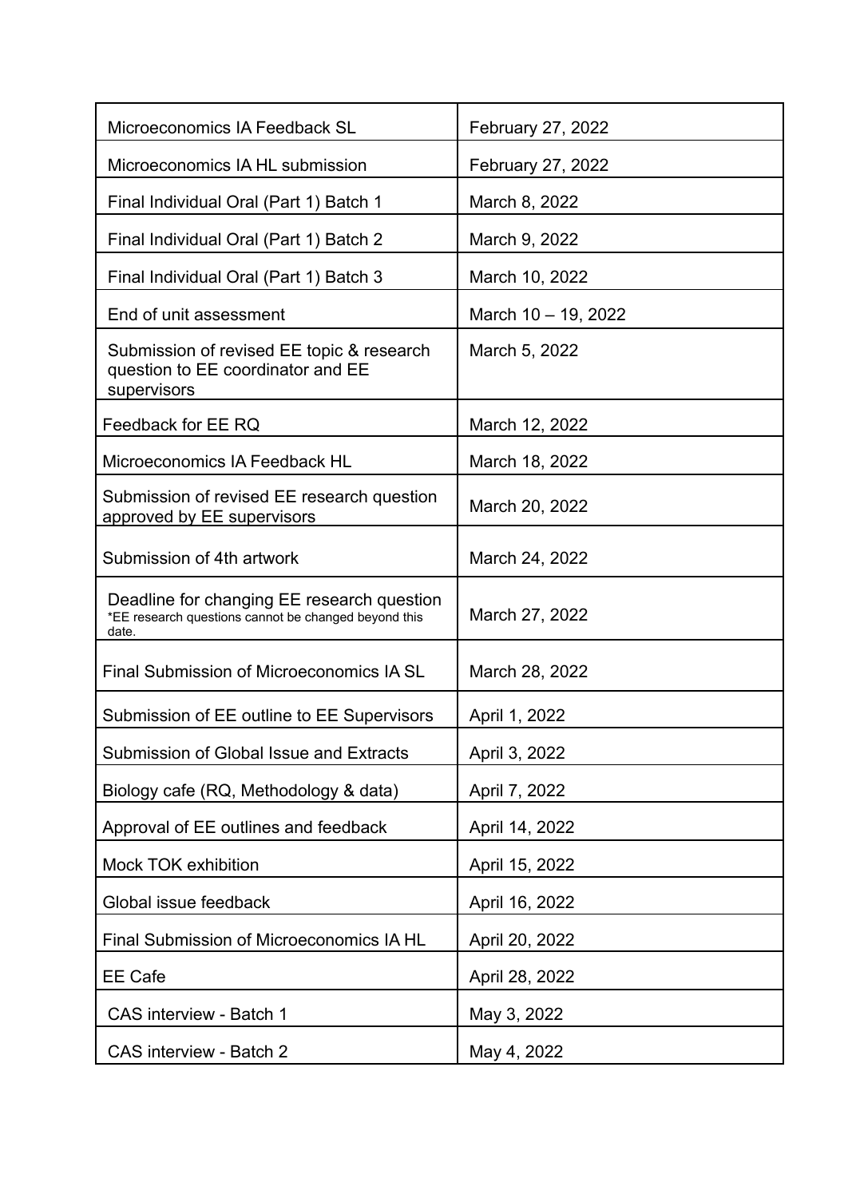| Microeconomics IA Feedback SL | February 27, 2022 |
|---|---|
| Microeconomics IA HL submission | February 27, 2022 |
| Final Individual Oral (Part 1) Batch 1 | March 8, 2022 |
| Final Individual Oral (Part 1) Batch 2 | March 9, 2022 |
| Final Individual Oral (Part 1) Batch 3 | March 10, 2022 |
| End of unit assessment | March 10 – 19, 2022 |
| Submission of revised EE topic & research question to EE coordinator and EE supervisors | March 5, 2022 |
| Feedback for EE RQ | March 12, 2022 |
| Microeconomics IA Feedback HL | March 18, 2022 |
| Submission of revised EE research question approved by EE supervisors | March 20, 2022 |
| Submission of 4th artwork | March 24, 2022 |
| Deadline for changing EE research question *EE research questions cannot be changed beyond this date. | March 27, 2022 |
| Final Submission of Microeconomics IA SL | March 28, 2022 |
| Submission of EE outline to EE Supervisors | April 1, 2022 |
| Submission of Global Issue and Extracts | April 3, 2022 |
| Biology cafe (RQ, Methodology & data) | April 7, 2022 |
| Approval of EE outlines and feedback | April 14, 2022 |
| Mock TOK exhibition | April 15, 2022 |
| Global issue feedback | April 16, 2022 |
| Final Submission of Microeconomics IA HL | April 20, 2022 |
| EE Cafe | April 28, 2022 |
| CAS interview - Batch 1 | May 3, 2022 |
| CAS interview - Batch 2 | May 4, 2022 |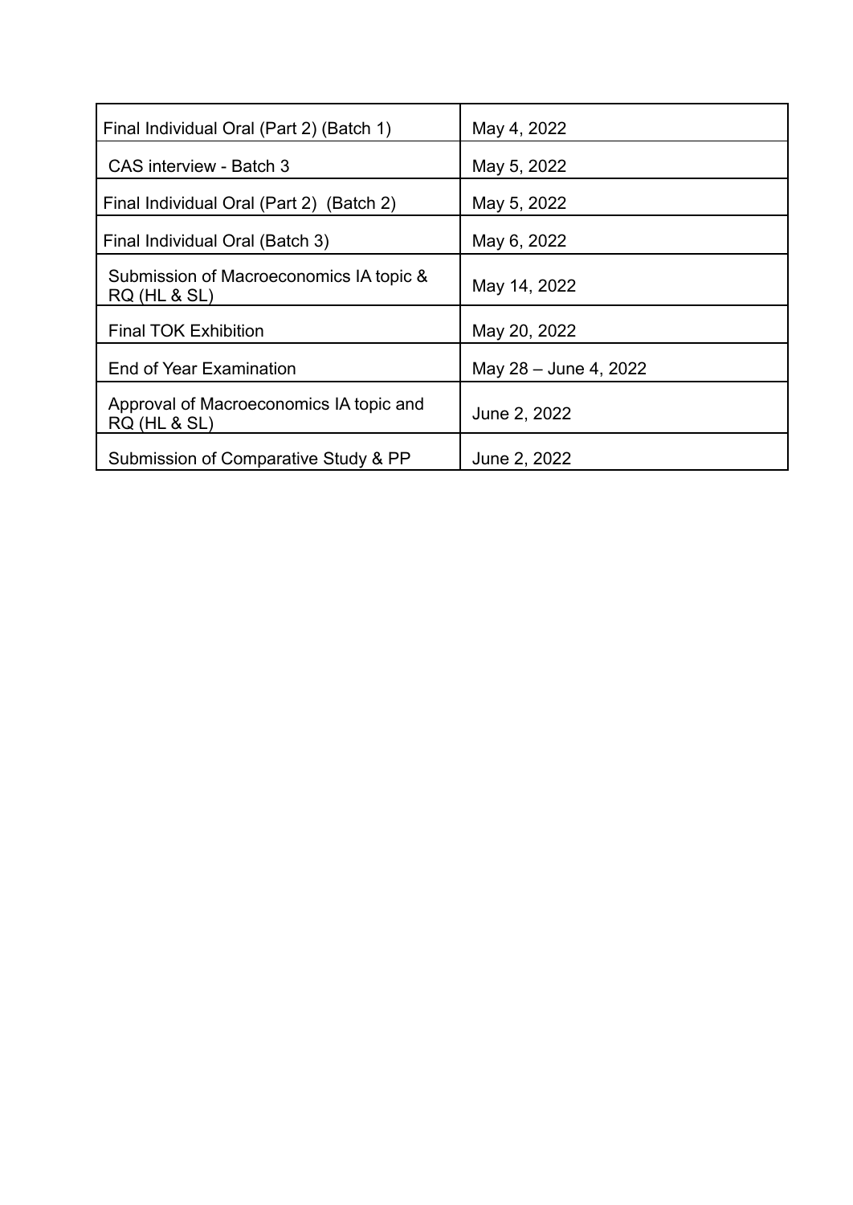| | |
|---|---|
| Final Individual Oral (Part 2) (Batch 1) | May 4, 2022 |
| CAS interview - Batch 3 | May 5, 2022 |
| Final Individual Oral (Part 2) (Batch 2) | May 5, 2022 |
| Final Individual Oral (Batch 3) | May 6, 2022 |
| Submission of Macroeconomics IA topic & RQ (HL & SL) | May 14, 2022 |
| Final TOK Exhibition | May 20, 2022 |
| End of Year Examination | May 28 – June 4, 2022 |
| Approval of Macroeconomics IA topic and RQ (HL & SL) | June 2, 2022 |
| Submission of Comparative Study & PP | June 2, 2022 |